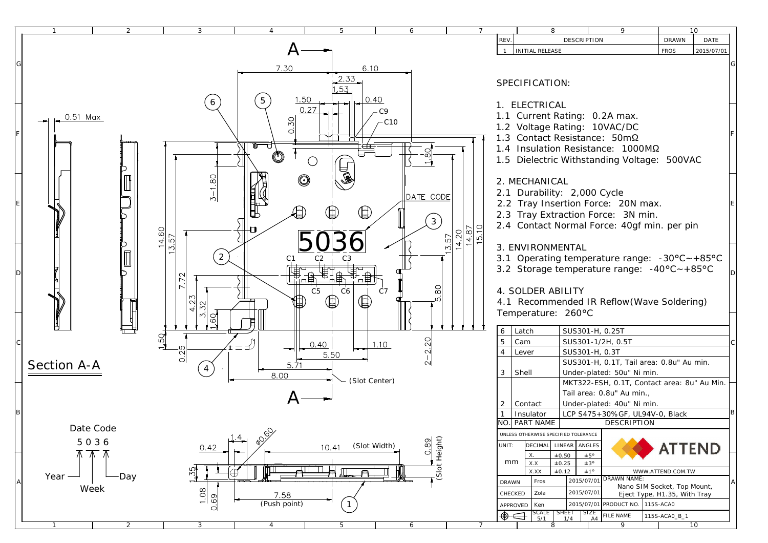| REV. | DESCRIPTION | DRAWN | DATE |
|---|---|---|---|
| 1 | INITIAL RELEASE | FROS | 2015/07/01 |

## SPECIFICATION:

1. ELECTRICAL
1.1 Current Rating: 0.2A max.
1.2 Voltage Rating: 10VAC/DC
1.3 Contact Resistance: 50mΩ
1.4 Insulation Resistance: 1000MΩ
1.5 Dielectric Withstanding Voltage: 500VAC

2. MECHANICAL
2.1 Durability: 2,000 Cycle
2.2 Tray Insertion Force: 20N max.
2.3 Tray Extraction Force: 3N min.
2.4 Contact Normal Force: 40gf min. per pin

3. ENVIRONMENTAL
3.1 Operating temperature range: -30°C~+85°C
3.2 Storage temperature range: -40°C~+85°C

4. SOLDER ABILITY
4.1 Recommended IR Reflow(Wave Soldering) Temperature: 260°C

| NO. | PART NAME | DESCRIPTION |
|---|---|---|
| 6 | Latch | SUS301-H, 0.25T |
| 5 | Cam | SUS301-1/2H, 0.5T |
| 4 | Lever | SUS301-H, 0.3T |
| 3 | Shell | SUS301-H, 0.1T, Tail area: 0.8u" Au min. Under-plated: 50u" Ni min. |
| 2 | Contact | MKT322-ESH, 0.1T, Contact area: 8u" Au Min. Tail area: 0.8u" Au min., Under-plated: 40u" Ni min. |
| 1 | Insulator | LCP S475+30%GF, UL94V-0, Black |

UNLESS OTHERWISE SPECIFIED TOLERANCE

| UNIT: | DECIMAL | LINEAR | ANGLES |
|---|---|---|---|
| mm | X. | ±0.50 | ±5° |
| | X.X | ±0.25 | ±3° |
| | X.XX | ±0.12 | ±1° |

ATTEND — WWW.ATTEND.COM.TW

| | | |
|---|---|---|
| DRAWN | Fros | 2015/07/01 |
| CHECKED | Zola | 2015/07/01 |
| APPROVED | Ken | 2015/07/01 |

DRAWN NAME: Nano SIM Socket, Top Mount, Eject Type, H1.35, With Tray

PRODUCT NO. 115S-ACA0

SCALE 5/1 | SHEET 1/4 | SIZE A4 | FILE NAME 115S-ACA0_B_1

Section A-A

Date Code: 5036 — Year, Week, Day

Dimensions: 7.30, 6.10, 2.33, 1.53, 1.50, 0.27, 0.40, 0.30, 1.80, 3-1.80, 14.60, 13.57, 7.72, 4.23, 3.32, 1.60, 1.50, 0.25, 13.57, 14.20, 14.87, 15.10, 5.80, 2-2.20, 0.40, 1.10, 5.50, 5.71, 8.00 (Slot Center), 0.51 Max, DATE CODE, C1, C2, C3, C5, C6, C7, C9, C10, 0.42, 1.4, Ø0.60, 10.41 (Slot Width), 0.89 (Slot Height), 1.35, 1.08, 0.69, 7.58 (Push point)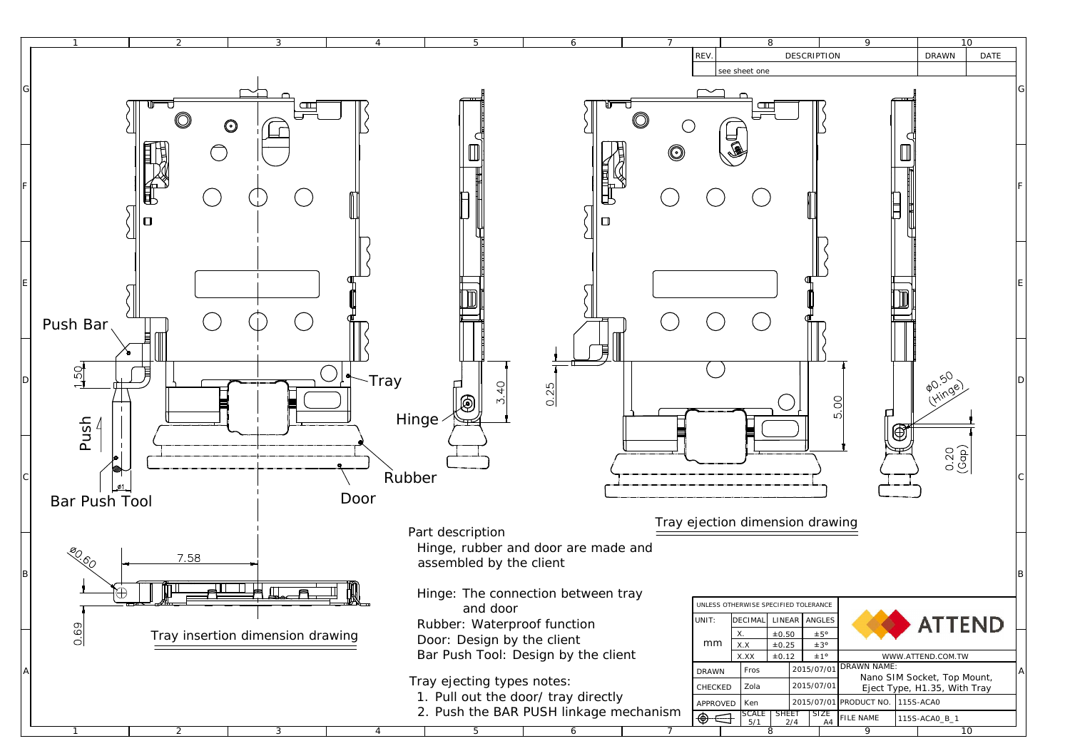| REV. | DESCRIPTION | DRAWN | DATE |
|---|---|---|---|
| | see sheet one | | |

Push Bar

1.50

Push

Bar Push Tool

ø1

Tray

Hinge

3.40

0.25

Rubber

Door

ø0.60

7.58

0.69

Tray insertion dimension drawing

5.00

ø0.50 (Hinge)

0.20 (Gap)

Tray ejection dimension drawing

Part description

Hinge, rubber and door are made and assembled by the client

Hinge: The connection between tray and door

Rubber: Waterproof function

Door: Design by the client

Bar Push Tool: Design by the client

Tray ejecting types notes:

1. Pull out the door/ tray directly
2. Push the BAR PUSH linkage mechanism

UNLESS OTHERWISE SPECIFIED TOLERANCE

| UNIT: | DECIMAL | LINEAR | ANGLES |
|---|---|---|---|
| mm | X. | ±0.50 | ±5° |
| | X.X | ±0.25 | ±3° |
| | X.XX | ±0.12 | ±1° |

ATTEND

WWW.ATTEND.COM.TW

| DRAWN | Fros | 2015/07/01 | DRAWN NAME: Nano SIM Socket, Top Mount, Eject Type, H1.35, With Tray | |
|---|---|---|---|---|
| CHECKED | Zola | 2015/07/01 | | |
| APPROVED | Ken | 2015/07/01 | PRODUCT NO. | 115S-ACA0 |
| SCALE 5/1 | SHEET 2/4 | SIZE A4 | FILE NAME | 115S-ACA0_B_1 |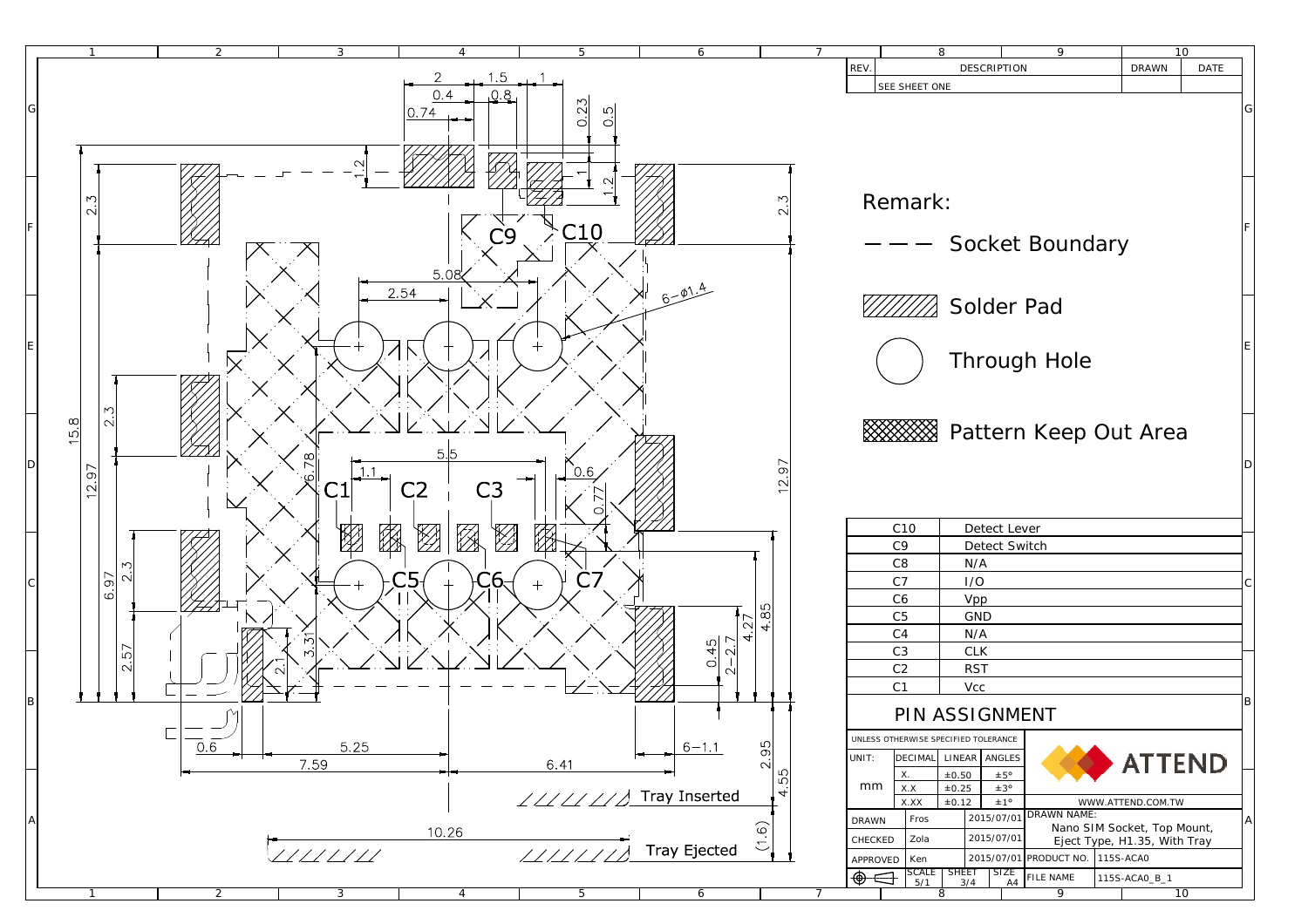| REV. | DESCRIPTION | DRAWN | DATE |
|---|---|---|---|
| | SEE SHEET ONE | | |

Remark:

— — — Socket Boundary

Solder Pad

Through Hole

Pattern Keep Out Area

Tray Inserted

Tray Ejected

| | |
|---|---|
| C10 | Detect Lever |
| C9 | Detect Switch |
| C8 | N/A |
| C7 | I/O |
| C6 | Vpp |
| C5 | GND |
| C4 | N/A |
| C3 | CLK |
| C2 | RST |
| C1 | Vcc |

## PIN ASSIGNMENT

UNLESS OTHERWISE SPECIFIED TOLERANCE

| UNIT: | DECIMAL | LINEAR | ANGLES |
|---|---|---|---|
| mm | X. | ±0.50 | ±5° |
| | X.X | ±0.25 | ±3° |
| | X.XX | ±0.12 | ±1° |

ATTEND

WWW.ATTEND.COM.TW

| | | | |
|---|---|---|---|
| DRAWN | Fros | 2015/07/01 | DRAWN NAME: Nano SIM Socket, Top Mount, Eject Type, H1.35, With Tray |
| CHECKED | Zola | 2015/07/01 | |
| APPROVED | Ken | 2015/07/01 | PRODUCT NO. 115S-ACA0 |
| SCALE 5/1 | SHEET 3/4 | SIZE A4 | FILE NAME 115S-ACA0_B_1 |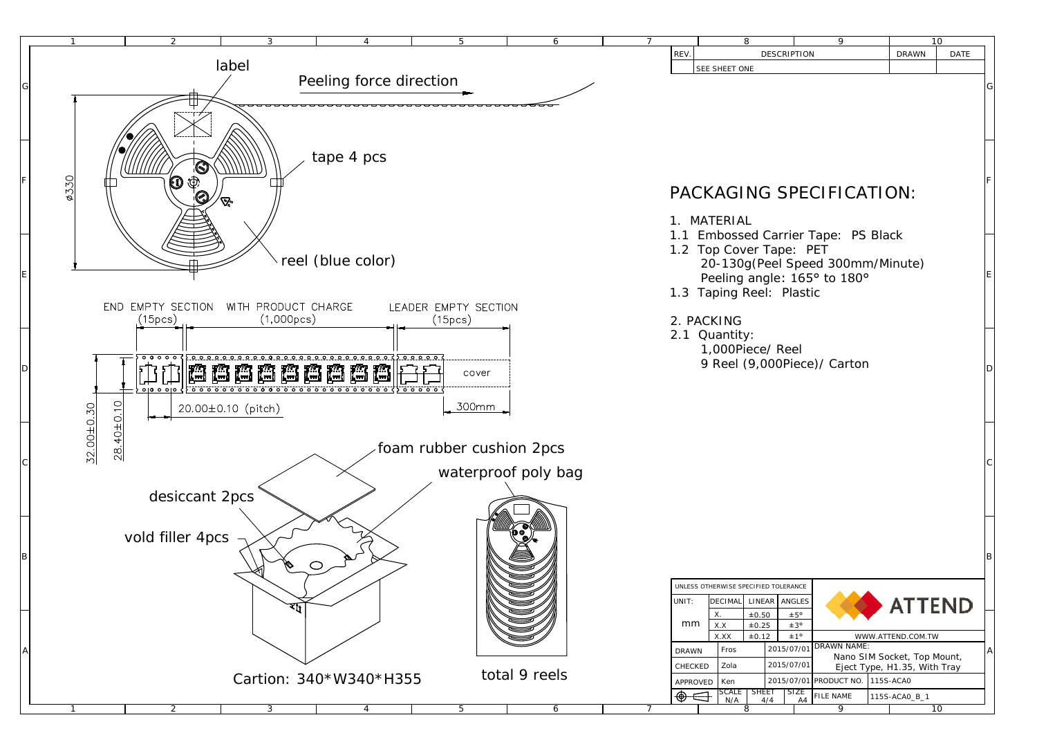| REV. | DESCRIPTION | DRAWN | DATE |
|---|---|---|---|
| | SEE SHEET ONE | | |

label

Peeling force direction

tape 4 pcs

ϕ330

reel (blue color)

END EMPTY SECTION (15pcs)

WITH PRODUCT CHARGE (1,000pcs)

LEADER EMPTY SECTION (15pcs)

cover

20.00±0.10 (pitch)

300mm

32.00±0.30

28.40±0.10

foam rubber cushion 2pcs

waterproof poly bag

desiccant 2pcs

vold filler 4pcs

Cartion: 340*W340*H355

total 9 reels

# PACKAGING SPECIFICATION:

1. MATERIAL
1.1 Embossed Carrier Tape: PS Black
1.2 Top Cover Tape: PET
    20-130g(Peel Speed 300mm/Minute)
    Peeling angle: 165° to 180°
1.3 Taping Reel: Plastic

2. PACKING
2.1 Quantity:
    1,000Piece/ Reel
    9 Reel (9,000Piece)/ Carton

| UNLESS OTHERWISE SPECIFIED TOLERANCE | | | |
|---|---|---|---|
| UNIT: | DECIMAL | LINEAR | ANGLES |
| mm | X. | ±0.50 | ±5° |
| | X.X | ±0.25 | ±3° |
| | X.XX | ±0.12 | ±1° |

ATTEND
WWW.ATTEND.COM.TW

| | | | |
|---|---|---|---|
| DRAWN | Fros | 2015/07/01 | DRAWN NAME: Nano SIM Socket, Top Mount, Eject Type, H1.35, With Tray |
| CHECKED | Zola | 2015/07/01 | |
| APPROVED | Ken | 2015/07/01 | PRODUCT NO. 115S-ACA0 |
| SCALE N/A | SHEET 4/4 | SIZE A4 | FILE NAME 115S-ACA0_B_1 |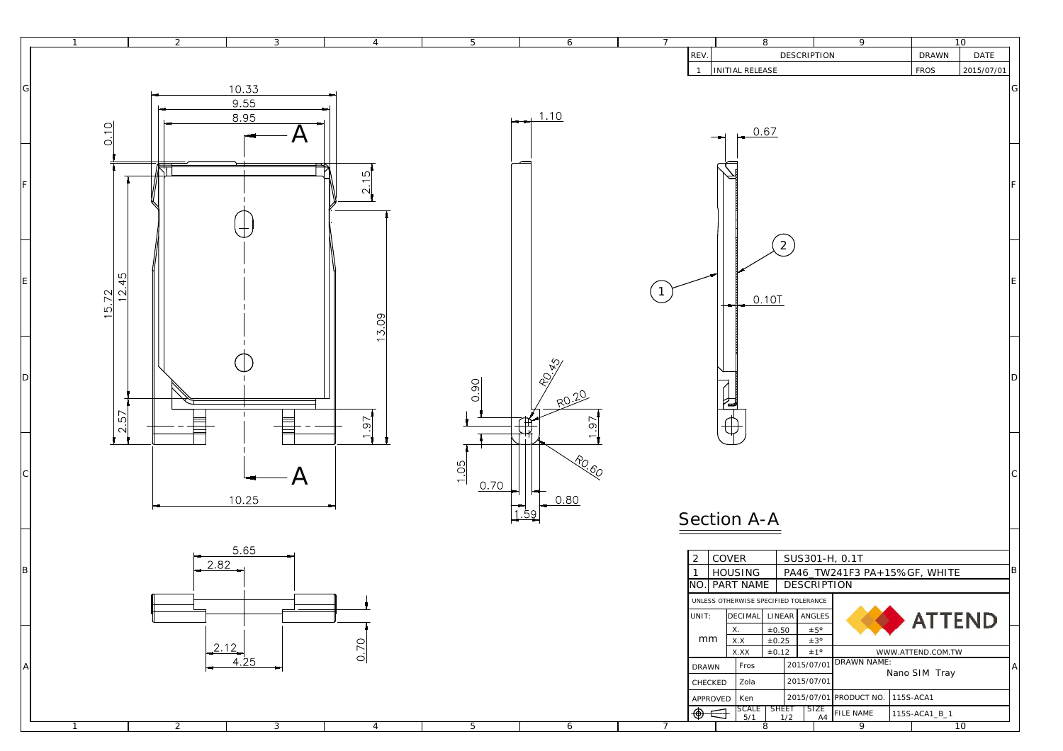| REV. | DESCRIPTION | DRAWN | DATE |
|---|---|---|---|
| 1 | INITIAL RELEASE | FROS | 2015/07/01 |

10.33
9.55
8.95
A
0.10
2.15
15.72
12.45
13.09
2.57
1.97
A
10.25

1.10
R0.45
R0.20
0.90
1.97
R0.60
1.05
0.70
0.80
1.59

0.67
2
1
0.10T

Section A-A

5.65
2.82
2.12
4.25
0.70

| NO. | PART NAME | DESCRIPTION |
|---|---|---|
| 2 | COVER | SUS301-H, 0.1T |
| 1 | HOUSING | PA46_TW241F3 PA+15%GF, WHITE |

UNLESS OTHERWISE SPECIFIED TOLERANCE

| UNIT: | DECIMAL | LINEAR | ANGLES |
|---|---|---|---|
| mm | X. | ±0.50 | ±5° |
| | X.X | ±0.25 | ±3° |
| | X.XX | ±0.12 | ±1° |

ATTEND
WWW.ATTEND.COM.TW

| | | | | |
|---|---|---|---|---|
| DRAWN | Fros | 2015/07/01 | DRAWN NAME: | Nano SIM Tray |
| CHECKED | Zola | 2015/07/01 | | |
| APPROVED | Ken | 2015/07/01 | PRODUCT NO. | 115S-ACA1 |
| SCALE 5/1 | SHEET 1/2 | SIZE A4 | FILE NAME | 115S-ACA1_B_1 |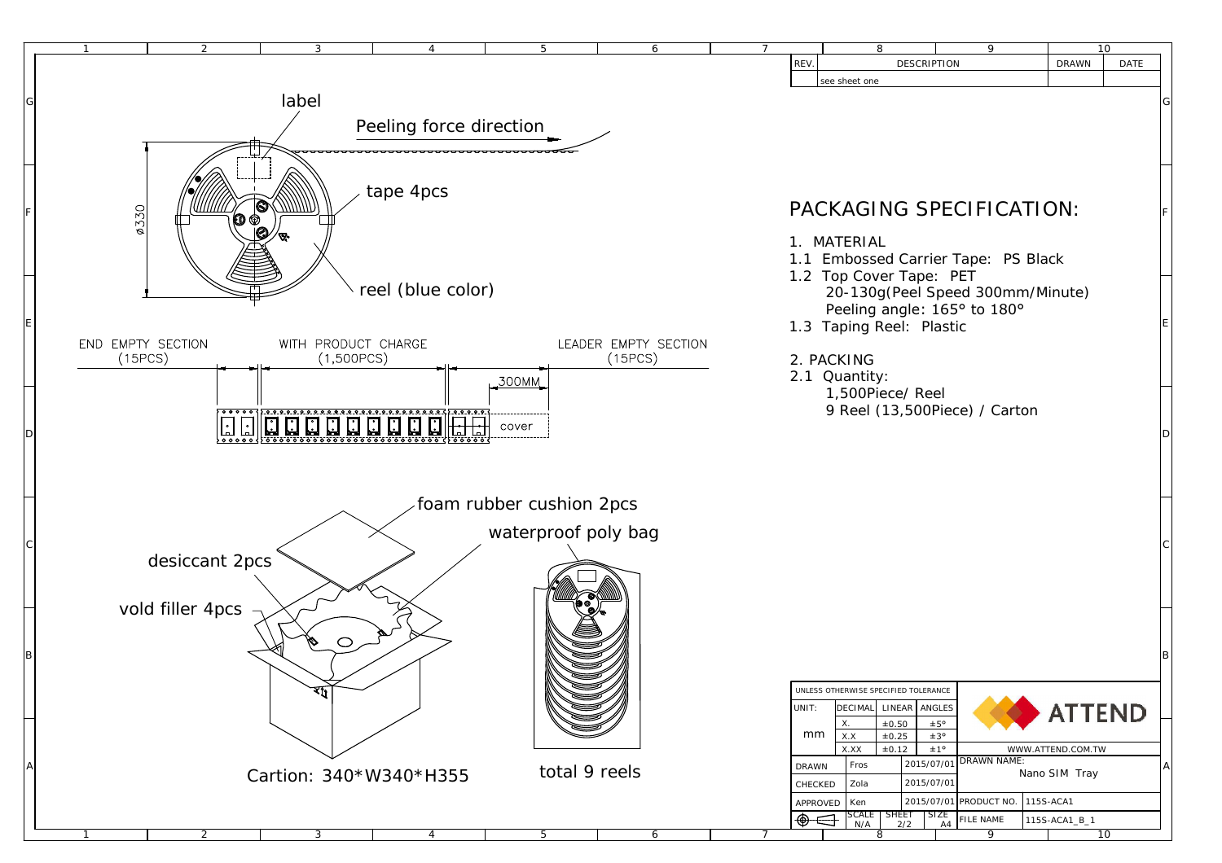| REV. | DESCRIPTION | DRAWN | DATE |
| --- | --- | --- | --- |
| | see sheet one | | |

label

Peeling force direction

tape 4pcs

ø330

reel (blue color)

END EMPTY SECTION (15PCS)

WITH PRODUCT CHARGE (1,500PCS)

LEADER EMPTY SECTION (15PCS)

300MM

cover

# PACKAGING SPECIFICATION:

1. MATERIAL
1.1 Embossed Carrier Tape: PS Black
1.2 Top Cover Tape: PET
    20-130g(Peel Speed 300mm/Minute)
    Peeling angle: 165° to 180°
1.3 Taping Reel: Plastic

2. PACKING
2.1 Quantity:
    1,500Piece/ Reel
    9 Reel (13,500Piece) / Carton

foam rubber cushion 2pcs

waterproof poly bag

desiccant 2pcs

vold filler 4pcs

Cartion: 340*W340*H355

total 9 reels

| UNLESS OTHERWISE SPECIFIED TOLERANCE | | | |
| --- | --- | --- | --- |
| UNIT: | DECIMAL | LINEAR | ANGLES |
| mm | X. | ±0.50 | ±5° |
| | X.X | ±0.25 | ±3° |
| | X.XX | ±0.12 | ±1° |

ATTEND

WWW.ATTEND.COM.TW

| | | | | |
| --- | --- | --- | --- | --- |
| DRAWN | Fros | 2015/07/01 | DRAWN NAME: | Nano SIM Tray |
| CHECKED | Zola | 2015/07/01 | | |
| APPROVED | Ken | 2015/07/01 | PRODUCT NO. | 115S-ACA1 |
| SCALE N/A | SHEET 2/2 | SIZE A4 | FILE NAME | 115S-ACA1_B_1 |